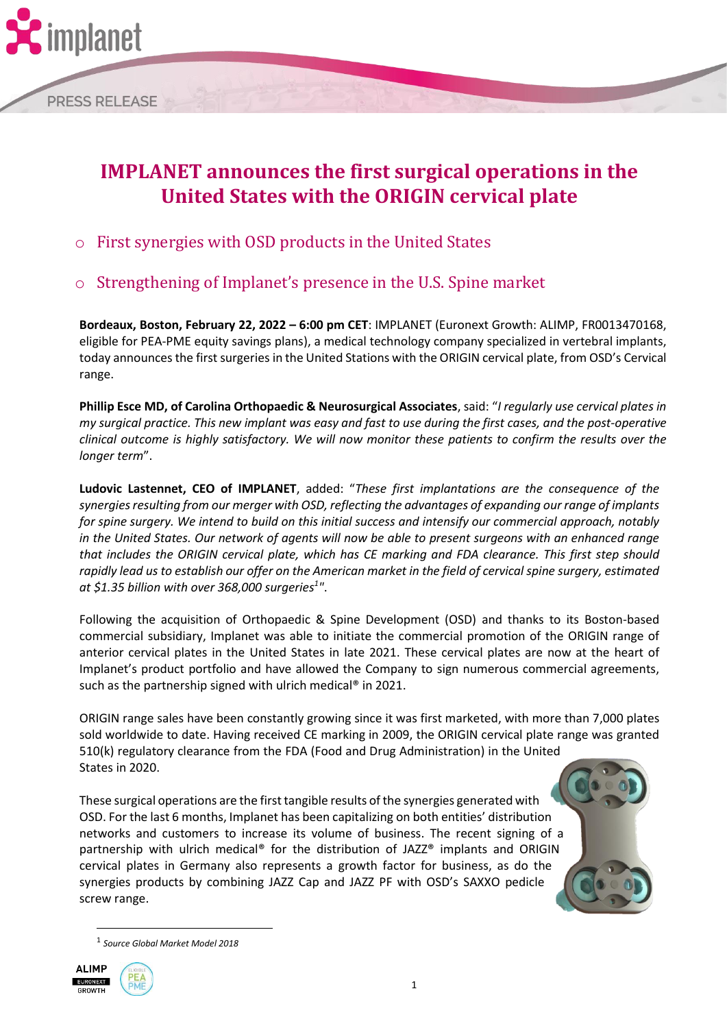# IMPLANET announces the first surgical operations in the United States with the ORIGIN cervical plate

- First synergies with OSD products in the United States
- Strengthening of Implanet's presence in the U.S. Spine market

**Bordeaux, Boston, February 22, 2022 – 6:00 pm CET**: IMPLANET (Euronext Growth: ALIMP, FR0013470168, eligible for PEA-PME equity savings plans), a medical technology company specialized in vertebral implants, today announces the first surgeries in the United Stations with the ORIGIN cervical plate, from OSD's Cervical range.

**Phillip Esce MD, of Carolina Orthopaedic & Neurosurgical Associates**, said: "*I regularly use cervical plates in my surgical practice. This new implant was easy and fast to use during the first cases, and the post-operative clinical outcome is highly satisfactory. We will now monitor these patients to confirm the results over the longer term*".

**Ludovic Lastennet, CEO of IMPLANET**, added: "*These first implantations are the consequence of the synergies resulting from our merger with OSD, reflecting the advantages of expanding our range of implants for spine surgery. We intend to build on this initial success and intensify our commercial approach, notably in the United States. Our network of agents will now be able to present surgeons with an enhanced range that includes the ORIGIN cervical plate, which has CE marking and FDA clearance. This first step should rapidly lead us to establish our offer on the American market in the field of cervical spine surgery, estimated at $1.35 billion with over 368,000 surgeries[1]*".

Following the acquisition of Orthopaedic & Spine Development (OSD) and thanks to its Boston-based commercial subsidiary, Implanet was able to initiate the commercial promotion of the ORIGIN range of anterior cervical plates in the United States in late 2021. These cervical plates are now at the heart of Implanet's product portfolio and have allowed the Company to sign numerous commercial agreements, such as the partnership signed with ulrich medical® in 2021.

ORIGIN range sales have been constantly growing since it was first marketed, with more than 7,000 plates sold worldwide to date. Having received CE marking in 2009, the ORIGIN cervical plate range was granted 510(k) regulatory clearance from the FDA (Food and Drug Administration) in the United States in 2020.

These surgical operations are the first tangible results of the synergies generated with OSD. For the last 6 months, Implanet has been capitalizing on both entities' distribution networks and customers to increase its volume of business. The recent signing of a partnership with ulrich medical® for the distribution of JAZZ® implants and ORIGIN cervical plates in Germany also represents a growth factor for business, as do the synergies products by combining JAZZ Cap and JAZZ PF with OSD's SAXXO pedicle screw range.

[1] *Source Global Market Model 2018*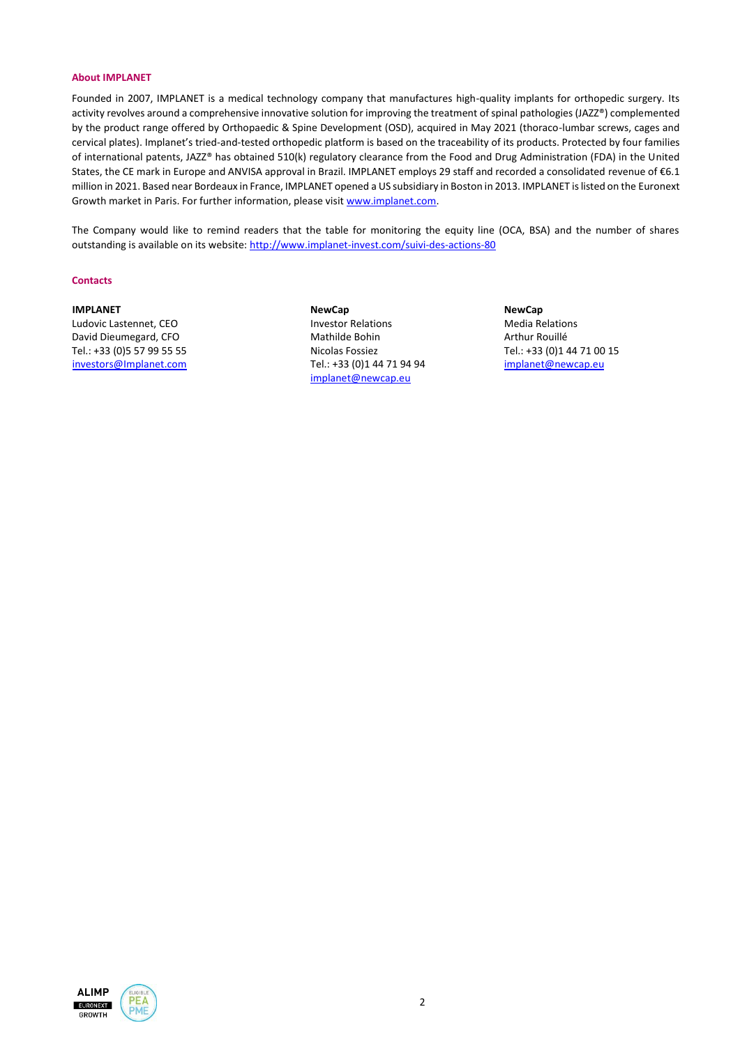## About IMPLANET

Founded in 2007, IMPLANET is a medical technology company that manufactures high-quality implants for orthopedic surgery. Its activity revolves around a comprehensive innovative solution for improving the treatment of spinal pathologies (JAZZ®) complemented by the product range offered by Orthopaedic & Spine Development (OSD), acquired in May 2021 (thoraco-lumbar screws, cages and cervical plates). Implanet's tried-and-tested orthopedic platform is based on the traceability of its products. Protected by four families of international patents, JAZZ® has obtained 510(k) regulatory clearance from the Food and Drug Administration (FDA) in the United States, the CE mark in Europe and ANVISA approval in Brazil. IMPLANET employs 29 staff and recorded a consolidated revenue of €6.1 million in 2021. Based near Bordeaux in France, IMPLANET opened a US subsidiary in Boston in 2013. IMPLANET is listed on the Euronext Growth market in Paris. For further information, please visit [www.implanet.com](http://www.implanet.com).

The Company would like to remind readers that the table for monitoring the equity line (OCA, BSA) and the number of shares outstanding is available on its website: [http://www.implanet-invest.com/suivi-des-actions-80](http://www.implanet-invest.com/suivi-des-actions-80)

## Contacts

**IMPLANET**
Ludovic Lastennet, CEO
David Dieumegard, CFO
Tel.: +33 (0)5 57 99 55 55
[investors@Implanet.com](mailto:investors@Implanet.com)

**NewCap**
Investor Relations
Mathilde Bohin
Nicolas Fossiez
Tel.: +33 (0)1 44 71 94 94
[implanet@newcap.eu](mailto:implanet@newcap.eu)

**NewCap**
Media Relations
Arthur Rouillé
Tel.: +33 (0)1 44 71 00 15
[implanet@newcap.eu](mailto:implanet@newcap.eu)